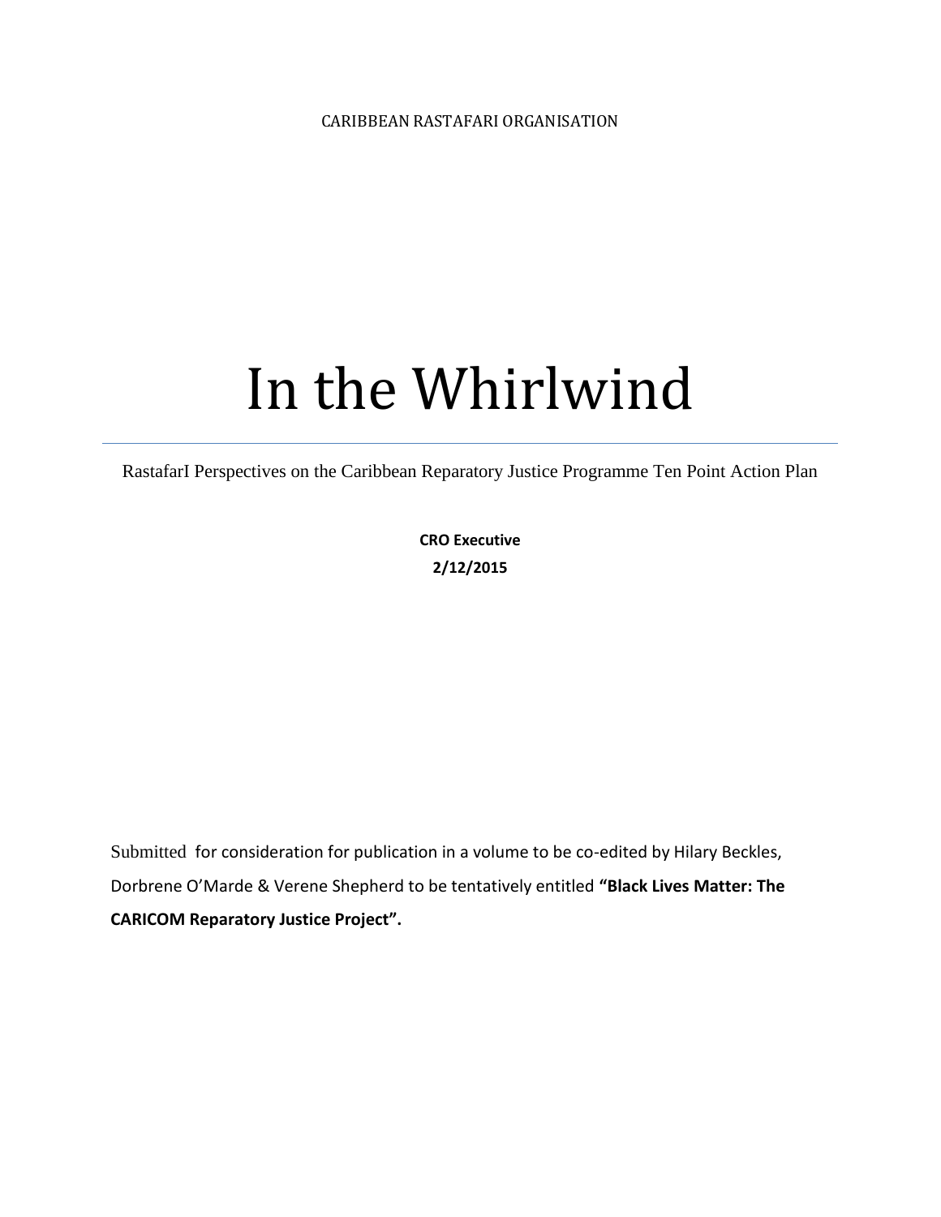CARIBBEAN RASTAFARI ORGANISATION

# In the Whirlwind

RastafarI Perspectives on the Caribbean Reparatory Justice Programme Ten Point Action Plan

**CRO Executive**
**2/12/2015**

Submitted for consideration for publication in a volume to be co-edited by Hilary Beckles, Dorbrene O'Marde & Verene Shepherd to be tentatively entitled **"Black Lives Matter: The CARICOM Reparatory Justice Project".**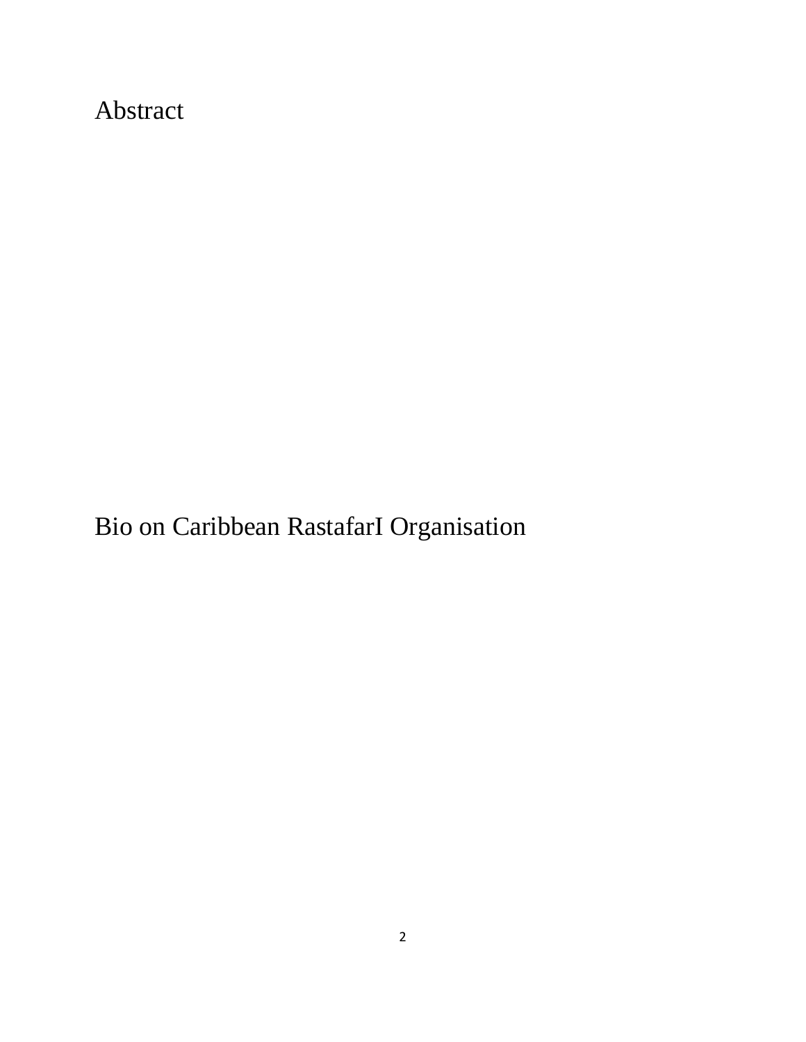# Abstract

# Bio on Caribbean RastafarI Organisation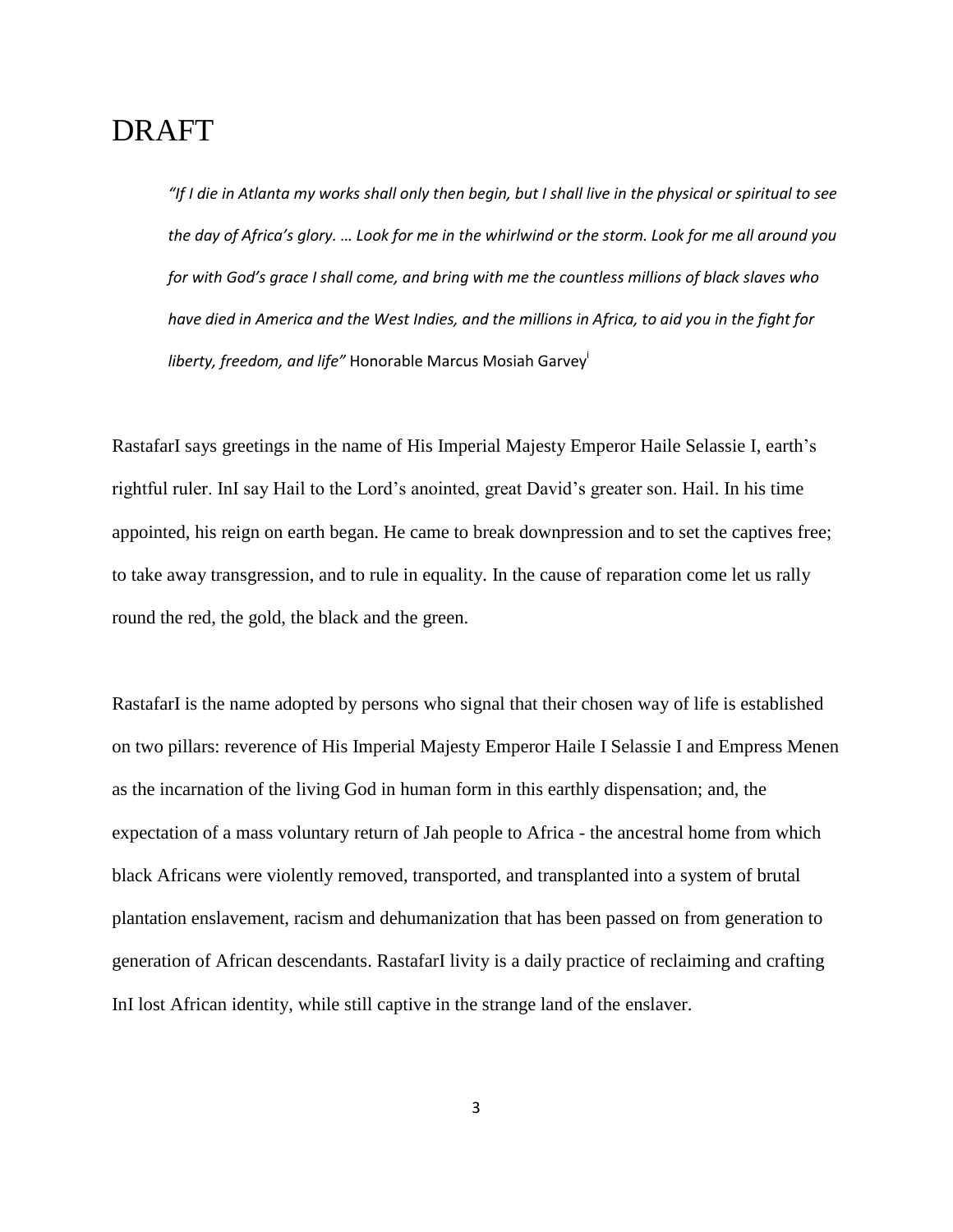# DRAFT

> *"If I die in Atlanta my works shall only then begin, but I shall live in the physical or spiritual to see the day of Africa's glory. … Look for me in the whirlwind or the storm. Look for me all around you for with God's grace I shall come, and bring with me the countless millions of black slaves who have died in America and the West Indies, and the millions in Africa, to aid you in the fight for liberty, freedom, and life"* Honorable Marcus Mosiah Garvey[i]

RastafarI says greetings in the name of His Imperial Majesty Emperor Haile Selassie I, earth's rightful ruler. InI say Hail to the Lord's anointed, great David's greater son. Hail. In his time appointed, his reign on earth began. He came to break downpression and to set the captives free; to take away transgression, and to rule in equality. In the cause of reparation come let us rally round the red, the gold, the black and the green.

RastafarI is the name adopted by persons who signal that their chosen way of life is established on two pillars: reverence of His Imperial Majesty Emperor Haile I Selassie I and Empress Menen as the incarnation of the living God in human form in this earthly dispensation; and, the expectation of a mass voluntary return of Jah people to Africa - the ancestral home from which black Africans were violently removed, transported, and transplanted into a system of brutal plantation enslavement, racism and dehumanization that has been passed on from generation to generation of African descendants. RastafarI livity is a daily practice of reclaiming and crafting InI lost African identity, while still captive in the strange land of the enslaver.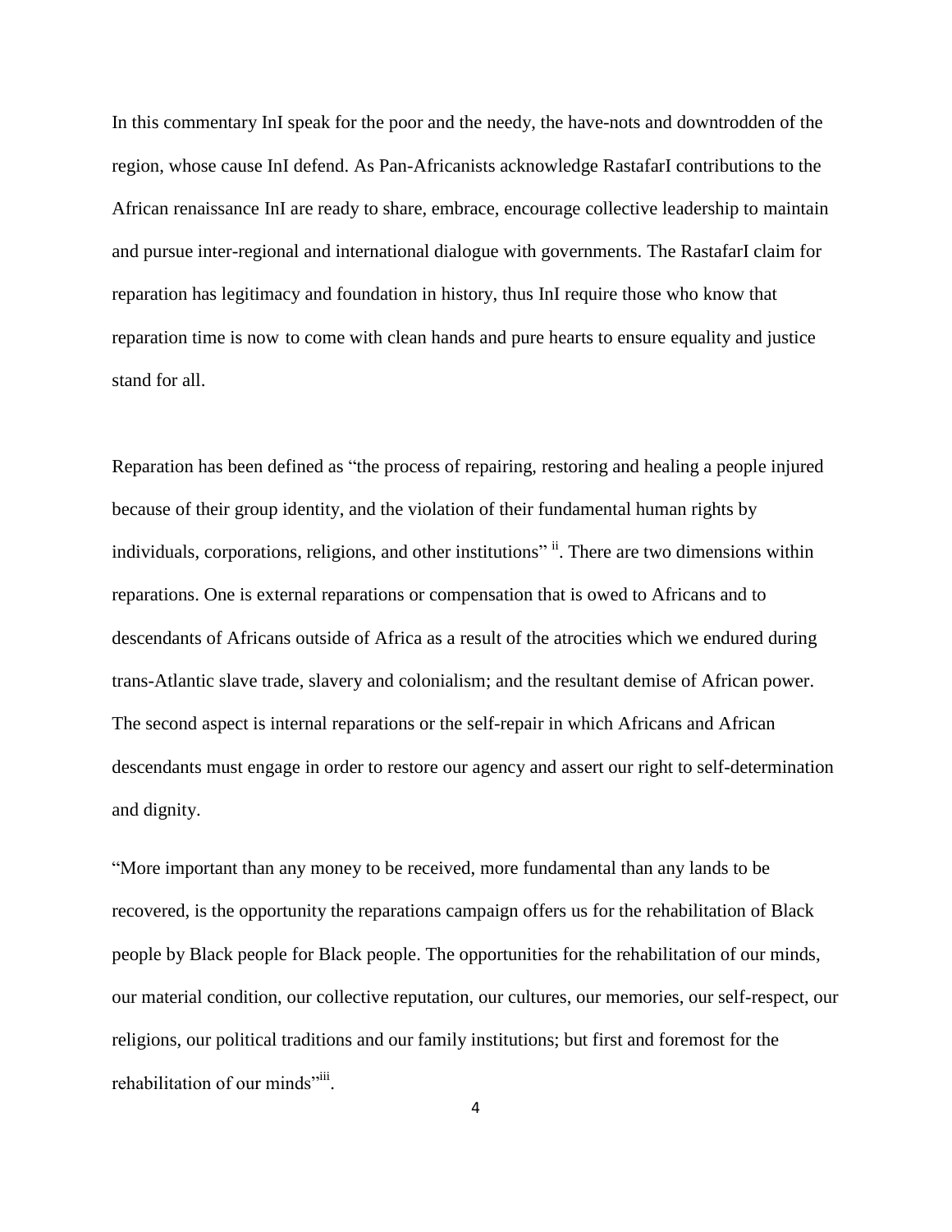In this commentary InI speak for the poor and the needy, the have-nots and downtrodden of the region, whose cause InI defend. As Pan-Africanists acknowledge RastafarI contributions to the African renaissance InI are ready to share, embrace, encourage collective leadership to maintain and pursue inter-regional and international dialogue with governments. The RastafarI claim for reparation has legitimacy and foundation in history, thus InI require those who know that reparation time is now to come with clean hands and pure hearts to ensure equality and justice stand for all.

Reparation has been defined as "the process of repairing, restoring and healing a people injured because of their group identity, and the violation of their fundamental human rights by individuals, corporations, religions, and other institutions" [ii]. There are two dimensions within reparations. One is external reparations or compensation that is owed to Africans and to descendants of Africans outside of Africa as a result of the atrocities which we endured during trans-Atlantic slave trade, slavery and colonialism; and the resultant demise of African power. The second aspect is internal reparations or the self-repair in which Africans and African descendants must engage in order to restore our agency and assert our right to self-determination and dignity.

"More important than any money to be received, more fundamental than any lands to be recovered, is the opportunity the reparations campaign offers us for the rehabilitation of Black people by Black people for Black people. The opportunities for the rehabilitation of our minds, our material condition, our collective reputation, our cultures, our memories, our self-respect, our religions, our political traditions and our family institutions; but first and foremost for the rehabilitation of our minds"[iii].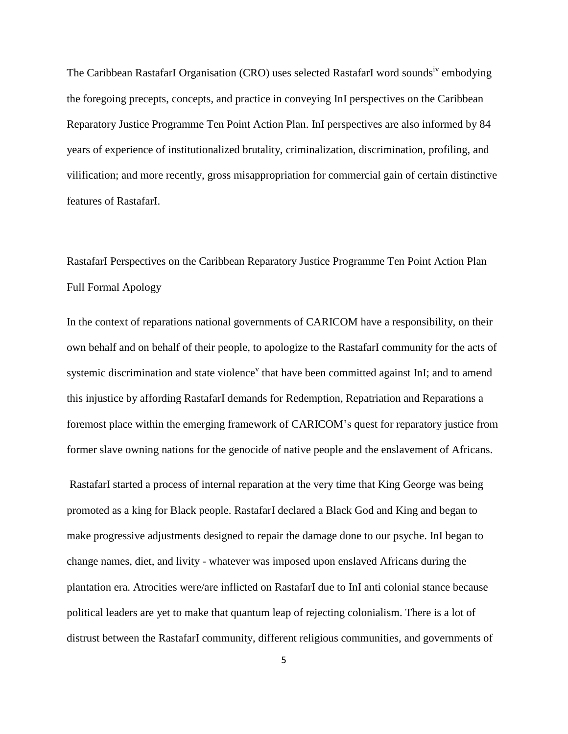The Caribbean RastafarI Organisation (CRO) uses selected RastafarI word sounds[iv] embodying the foregoing precepts, concepts, and practice in conveying InI perspectives on the Caribbean Reparatory Justice Programme Ten Point Action Plan. InI perspectives are also informed by 84 years of experience of institutionalized brutality, criminalization, discrimination, profiling, and vilification; and more recently, gross misappropriation for commercial gain of certain distinctive features of RastafarI.

## RastafarI Perspectives on the Caribbean Reparatory Justice Programme Ten Point Action Plan

### Full Formal Apology

In the context of reparations national governments of CARICOM have a responsibility, on their own behalf and on behalf of their people, to apologize to the RastafarI community for the acts of systemic discrimination and state violence[v] that have been committed against InI; and to amend this injustice by affording RastafarI demands for Redemption, Repatriation and Reparations a foremost place within the emerging framework of CARICOM's quest for reparatory justice from former slave owning nations for the genocide of native people and the enslavement of Africans.

RastafarI started a process of internal reparation at the very time that King George was being promoted as a king for Black people. RastafarI declared a Black God and King and began to make progressive adjustments designed to repair the damage done to our psyche. InI began to change names, diet, and livity - whatever was imposed upon enslaved Africans during the plantation era. Atrocities were/are inflicted on RastafarI due to InI anti colonial stance because political leaders are yet to make that quantum leap of rejecting colonialism. There is a lot of distrust between the RastafarI community, different religious communities, and governments of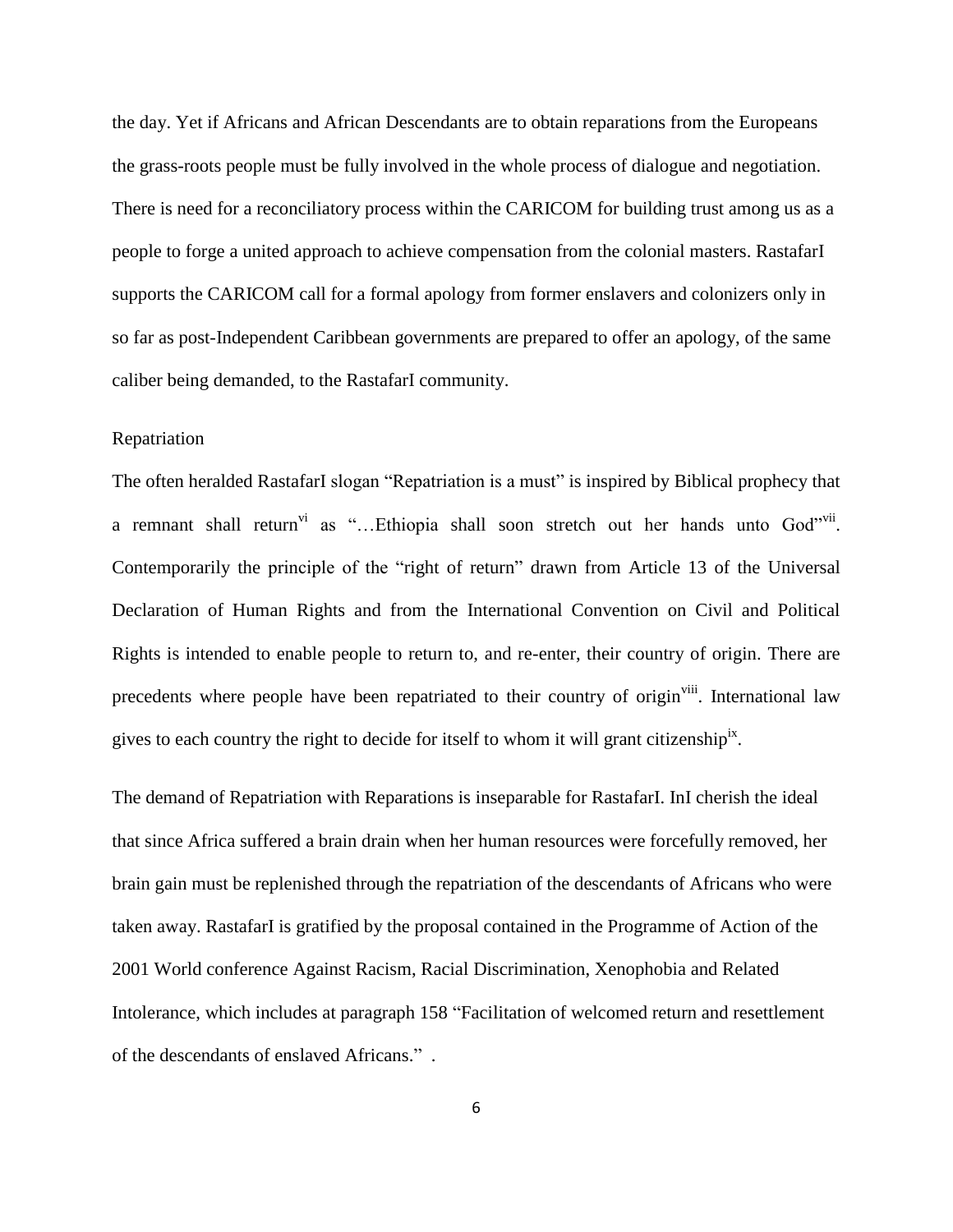the day. Yet if Africans and African Descendants are to obtain reparations from the Europeans the grass-roots people must be fully involved in the whole process of dialogue and negotiation. There is need for a reconciliatory process within the CARICOM for building trust among us as a people to forge a united approach to achieve compensation from the colonial masters. RastafarI supports the CARICOM call for a formal apology from former enslavers and colonizers only in so far as post-Independent Caribbean governments are prepared to offer an apology, of the same caliber being demanded, to the RastafarI community.

## Repatriation

The often heralded RastafarI slogan "Repatriation is a must" is inspired by Biblical prophecy that a remnant shall return[vi] as "…Ethiopia shall soon stretch out her hands unto God"[vii]. Contemporarily the principle of the "right of return" drawn from Article 13 of the Universal Declaration of Human Rights and from the International Convention on Civil and Political Rights is intended to enable people to return to, and re-enter, their country of origin. There are precedents where people have been repatriated to their country of origin[viii]. International law gives to each country the right to decide for itself to whom it will grant citizenship[ix].

The demand of Repatriation with Reparations is inseparable for RastafarI. InI cherish the ideal that since Africa suffered a brain drain when her human resources were forcefully removed, her brain gain must be replenished through the repatriation of the descendants of Africans who were taken away. RastafarI is gratified by the proposal contained in the Programme of Action of the 2001 World conference Against Racism, Racial Discrimination, Xenophobia and Related Intolerance, which includes at paragraph 158 "Facilitation of welcomed return and resettlement of the descendants of enslaved Africans." .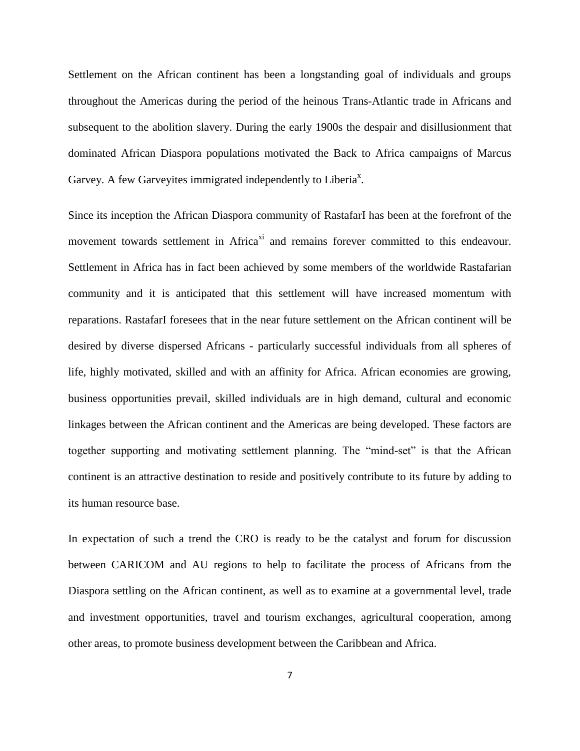Settlement on the African continent has been a longstanding goal of individuals and groups throughout the Americas during the period of the heinous Trans-Atlantic trade in Africans and subsequent to the abolition slavery. During the early 1900s the despair and disillusionment that dominated African Diaspora populations motivated the Back to Africa campaigns of Marcus Garvey. A few Garveyites immigrated independently to Liberia[x].

Since its inception the African Diaspora community of RastafarI has been at the forefront of the movement towards settlement in Africa[xi] and remains forever committed to this endeavour. Settlement in Africa has in fact been achieved by some members of the worldwide Rastafarian community and it is anticipated that this settlement will have increased momentum with reparations. RastafarI foresees that in the near future settlement on the African continent will be desired by diverse dispersed Africans - particularly successful individuals from all spheres of life, highly motivated, skilled and with an affinity for Africa. African economies are growing, business opportunities prevail, skilled individuals are in high demand, cultural and economic linkages between the African continent and the Americas are being developed. These factors are together supporting and motivating settlement planning. The "mind-set" is that the African continent is an attractive destination to reside and positively contribute to its future by adding to its human resource base.

In expectation of such a trend the CRO is ready to be the catalyst and forum for discussion between CARICOM and AU regions to help to facilitate the process of Africans from the Diaspora settling on the African continent, as well as to examine at a governmental level, trade and investment opportunities, travel and tourism exchanges, agricultural cooperation, among other areas, to promote business development between the Caribbean and Africa.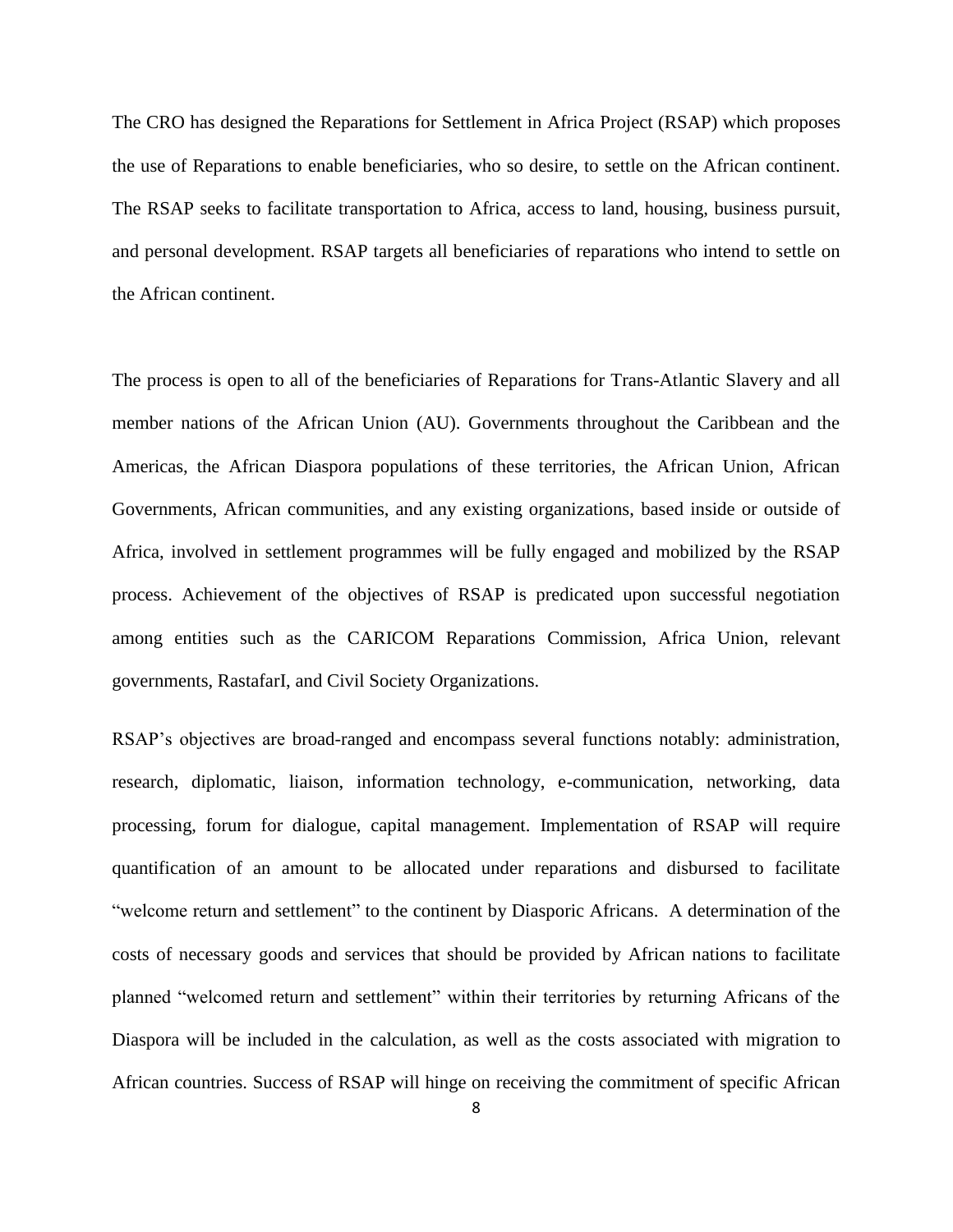The CRO has designed the Reparations for Settlement in Africa Project (RSAP) which proposes the use of Reparations to enable beneficiaries, who so desire, to settle on the African continent. The RSAP seeks to facilitate transportation to Africa, access to land, housing, business pursuit, and personal development. RSAP targets all beneficiaries of reparations who intend to settle on the African continent.

The process is open to all of the beneficiaries of Reparations for Trans-Atlantic Slavery and all member nations of the African Union (AU). Governments throughout the Caribbean and the Americas, the African Diaspora populations of these territories, the African Union, African Governments, African communities, and any existing organizations, based inside or outside of Africa, involved in settlement programmes will be fully engaged and mobilized by the RSAP process. Achievement of the objectives of RSAP is predicated upon successful negotiation among entities such as the CARICOM Reparations Commission, Africa Union, relevant governments, RastafarI, and Civil Society Organizations.

RSAP's objectives are broad-ranged and encompass several functions notably: administration, research, diplomatic, liaison, information technology, e-communication, networking, data processing, forum for dialogue, capital management. Implementation of RSAP will require quantification of an amount to be allocated under reparations and disbursed to facilitate "welcome return and settlement" to the continent by Diasporic Africans. A determination of the costs of necessary goods and services that should be provided by African nations to facilitate planned "welcomed return and settlement" within their territories by returning Africans of the Diaspora will be included in the calculation, as well as the costs associated with migration to African countries. Success of RSAP will hinge on receiving the commitment of specific African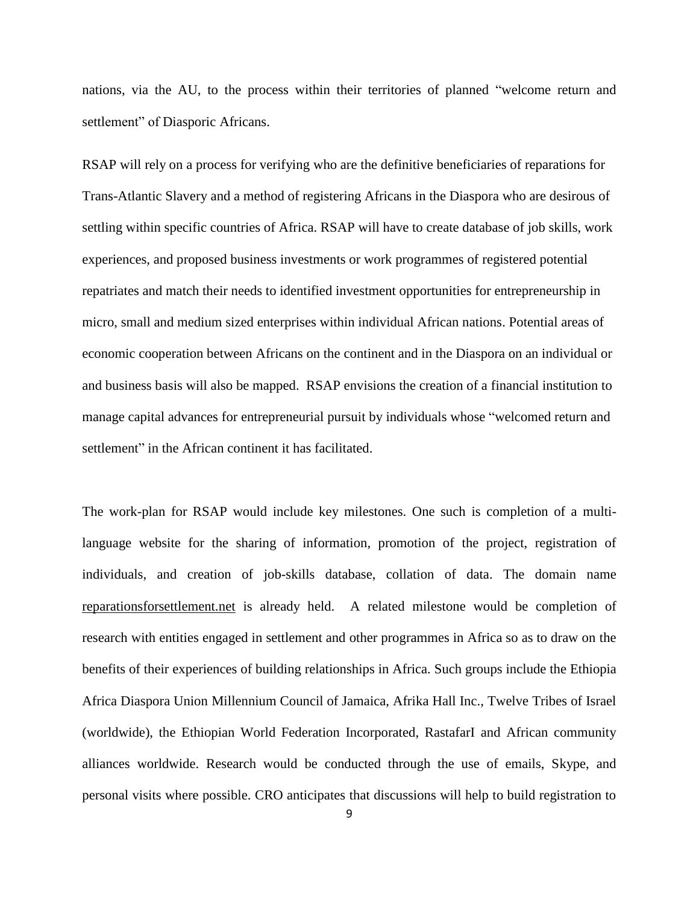nations, via the AU, to the process within their territories of planned "welcome return and settlement" of Diasporic Africans.

RSAP will rely on a process for verifying who are the definitive beneficiaries of reparations for Trans-Atlantic Slavery and a method of registering Africans in the Diaspora who are desirous of settling within specific countries of Africa. RSAP will have to create database of job skills, work experiences, and proposed business investments or work programmes of registered potential repatriates and match their needs to identified investment opportunities for entrepreneurship in micro, small and medium sized enterprises within individual African nations. Potential areas of economic cooperation between Africans on the continent and in the Diaspora on an individual or and business basis will also be mapped. RSAP envisions the creation of a financial institution to manage capital advances for entrepreneurial pursuit by individuals whose "welcomed return and settlement" in the African continent it has facilitated.

The work-plan for RSAP would include key milestones. One such is completion of a multi-language website for the sharing of information, promotion of the project, registration of individuals, and creation of job-skills database, collation of data. The domain name reparationsforsettlement.net is already held. A related milestone would be completion of research with entities engaged in settlement and other programmes in Africa so as to draw on the benefits of their experiences of building relationships in Africa. Such groups include the Ethiopia Africa Diaspora Union Millennium Council of Jamaica, Afrika Hall Inc., Twelve Tribes of Israel (worldwide), the Ethiopian World Federation Incorporated, RastafarI and African community alliances worldwide. Research would be conducted through the use of emails, Skype, and personal visits where possible. CRO anticipates that discussions will help to build registration to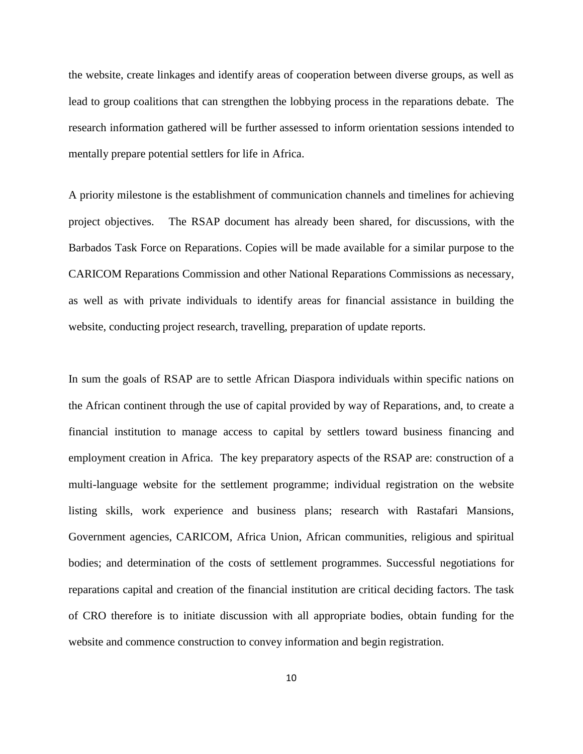the website, create linkages and identify areas of cooperation between diverse groups, as well as lead to group coalitions that can strengthen the lobbying process in the reparations debate. The research information gathered will be further assessed to inform orientation sessions intended to mentally prepare potential settlers for life in Africa.

A priority milestone is the establishment of communication channels and timelines for achieving project objectives. The RSAP document has already been shared, for discussions, with the Barbados Task Force on Reparations. Copies will be made available for a similar purpose to the CARICOM Reparations Commission and other National Reparations Commissions as necessary, as well as with private individuals to identify areas for financial assistance in building the website, conducting project research, travelling, preparation of update reports.

In sum the goals of RSAP are to settle African Diaspora individuals within specific nations on the African continent through the use of capital provided by way of Reparations, and, to create a financial institution to manage access to capital by settlers toward business financing and employment creation in Africa. The key preparatory aspects of the RSAP are: construction of a multi-language website for the settlement programme; individual registration on the website listing skills, work experience and business plans; research with Rastafari Mansions, Government agencies, CARICOM, Africa Union, African communities, religious and spiritual bodies; and determination of the costs of settlement programmes. Successful negotiations for reparations capital and creation of the financial institution are critical deciding factors. The task of CRO therefore is to initiate discussion with all appropriate bodies, obtain funding for the website and commence construction to convey information and begin registration.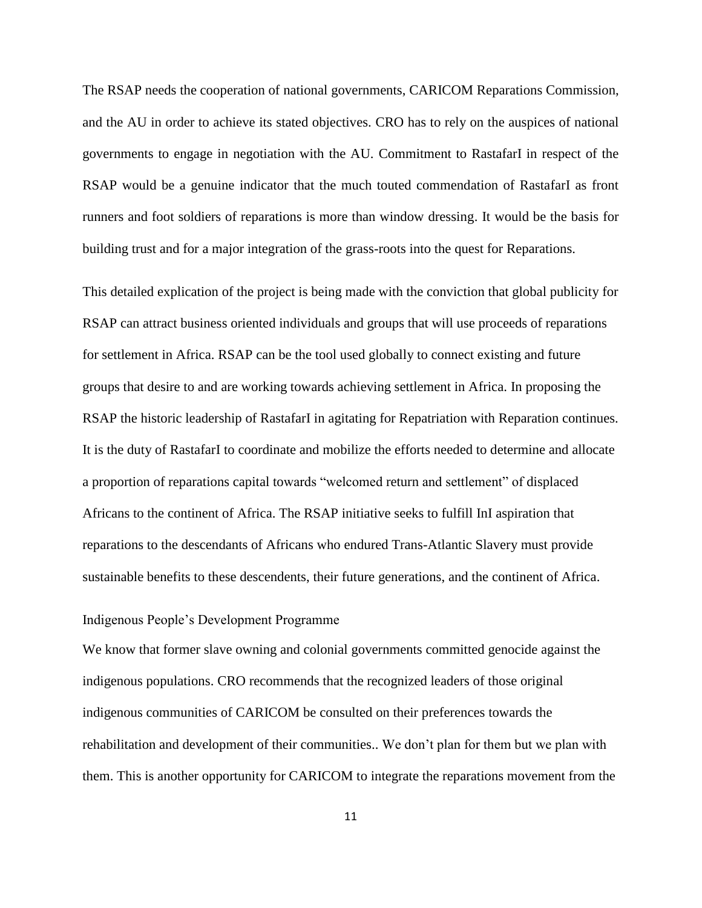The RSAP needs the cooperation of national governments, CARICOM Reparations Commission, and the AU in order to achieve its stated objectives. CRO has to rely on the auspices of national governments to engage in negotiation with the AU. Commitment to RastafarI in respect of the RSAP would be a genuine indicator that the much touted commendation of RastafarI as front runners and foot soldiers of reparations is more than window dressing. It would be the basis for building trust and for a major integration of the grass-roots into the quest for Reparations.

This detailed explication of the project is being made with the conviction that global publicity for RSAP can attract business oriented individuals and groups that will use proceeds of reparations for settlement in Africa. RSAP can be the tool used globally to connect existing and future groups that desire to and are working towards achieving settlement in Africa. In proposing the RSAP the historic leadership of RastafarI in agitating for Repatriation with Reparation continues. It is the duty of RastafarI to coordinate and mobilize the efforts needed to determine and allocate a proportion of reparations capital towards "welcomed return and settlement" of displaced Africans to the continent of Africa. The RSAP initiative seeks to fulfill InI aspiration that reparations to the descendants of Africans who endured Trans-Atlantic Slavery must provide sustainable benefits to these descendents, their future generations, and the continent of Africa.

## Indigenous People's Development Programme

We know that former slave owning and colonial governments committed genocide against the indigenous populations. CRO recommends that the recognized leaders of those original indigenous communities of CARICOM be consulted on their preferences towards the rehabilitation and development of their communities.. We don't plan for them but we plan with them. This is another opportunity for CARICOM to integrate the reparations movement from the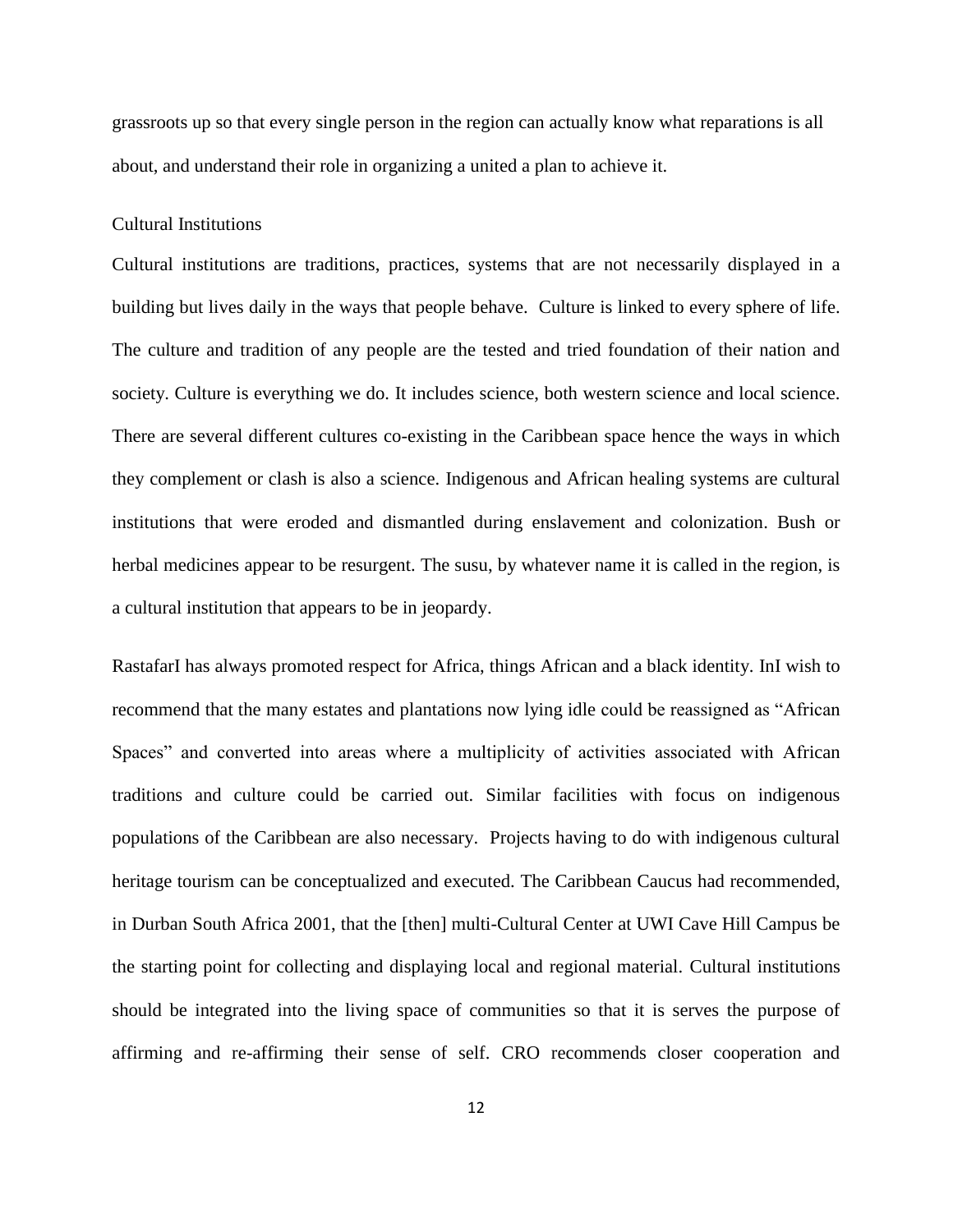grassroots up so that every single person in the region can actually know what reparations is all about, and understand their role in organizing a united a plan to achieve it.

## Cultural Institutions

Cultural institutions are traditions, practices, systems that are not necessarily displayed in a building but lives daily in the ways that people behave. Culture is linked to every sphere of life. The culture and tradition of any people are the tested and tried foundation of their nation and society. Culture is everything we do. It includes science, both western science and local science. There are several different cultures co-existing in the Caribbean space hence the ways in which they complement or clash is also a science. Indigenous and African healing systems are cultural institutions that were eroded and dismantled during enslavement and colonization. Bush or herbal medicines appear to be resurgent. The susu, by whatever name it is called in the region, is a cultural institution that appears to be in jeopardy.

RastafarI has always promoted respect for Africa, things African and a black identity. InI wish to recommend that the many estates and plantations now lying idle could be reassigned as "African Spaces" and converted into areas where a multiplicity of activities associated with African traditions and culture could be carried out. Similar facilities with focus on indigenous populations of the Caribbean are also necessary. Projects having to do with indigenous cultural heritage tourism can be conceptualized and executed. The Caribbean Caucus had recommended, in Durban South Africa 2001, that the [then] multi-Cultural Center at UWI Cave Hill Campus be the starting point for collecting and displaying local and regional material. Cultural institutions should be integrated into the living space of communities so that it is serves the purpose of affirming and re-affirming their sense of self. CRO recommends closer cooperation and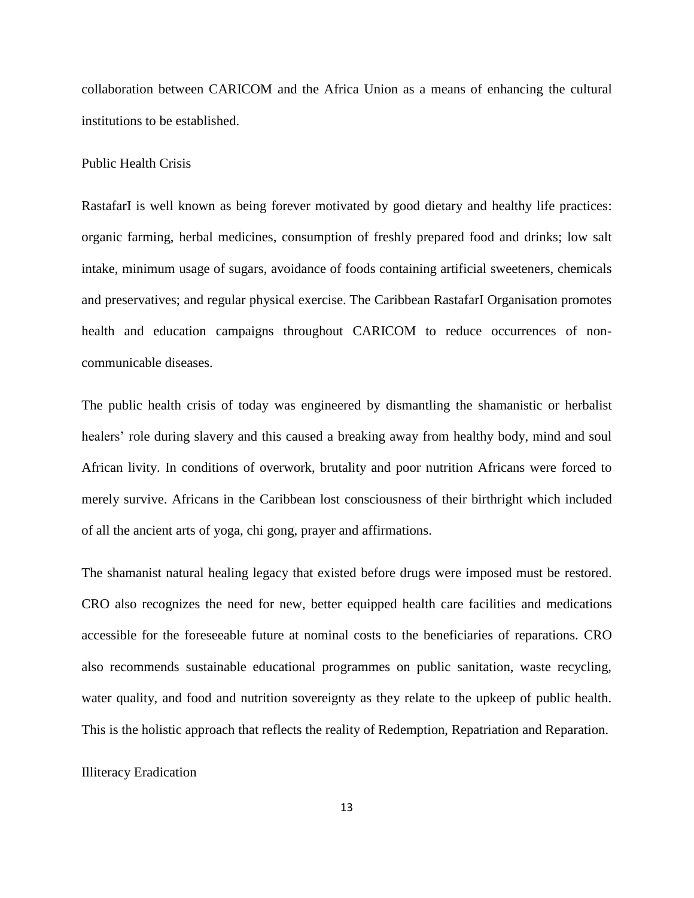collaboration between CARICOM and the Africa Union as a means of enhancing the cultural institutions to be established.

## Public Health Crisis

RastafarI is well known as being forever motivated by good dietary and healthy life practices: organic farming, herbal medicines, consumption of freshly prepared food and drinks; low salt intake, minimum usage of sugars, avoidance of foods containing artificial sweeteners, chemicals and preservatives; and regular physical exercise. The Caribbean RastafarI Organisation promotes health and education campaigns throughout CARICOM to reduce occurrences of non-communicable diseases.

The public health crisis of today was engineered by dismantling the shamanistic or herbalist healers' role during slavery and this caused a breaking away from healthy body, mind and soul African livity. In conditions of overwork, brutality and poor nutrition Africans were forced to merely survive. Africans in the Caribbean lost consciousness of their birthright which included of all the ancient arts of yoga, chi gong, prayer and affirmations.

The shamanist natural healing legacy that existed before drugs were imposed must be restored. CRO also recognizes the need for new, better equipped health care facilities and medications accessible for the foreseeable future at nominal costs to the beneficiaries of reparations. CRO also recommends sustainable educational programmes on public sanitation, waste recycling, water quality, and food and nutrition sovereignty as they relate to the upkeep of public health. This is the holistic approach that reflects the reality of Redemption, Repatriation and Reparation.

## Illiteracy Eradication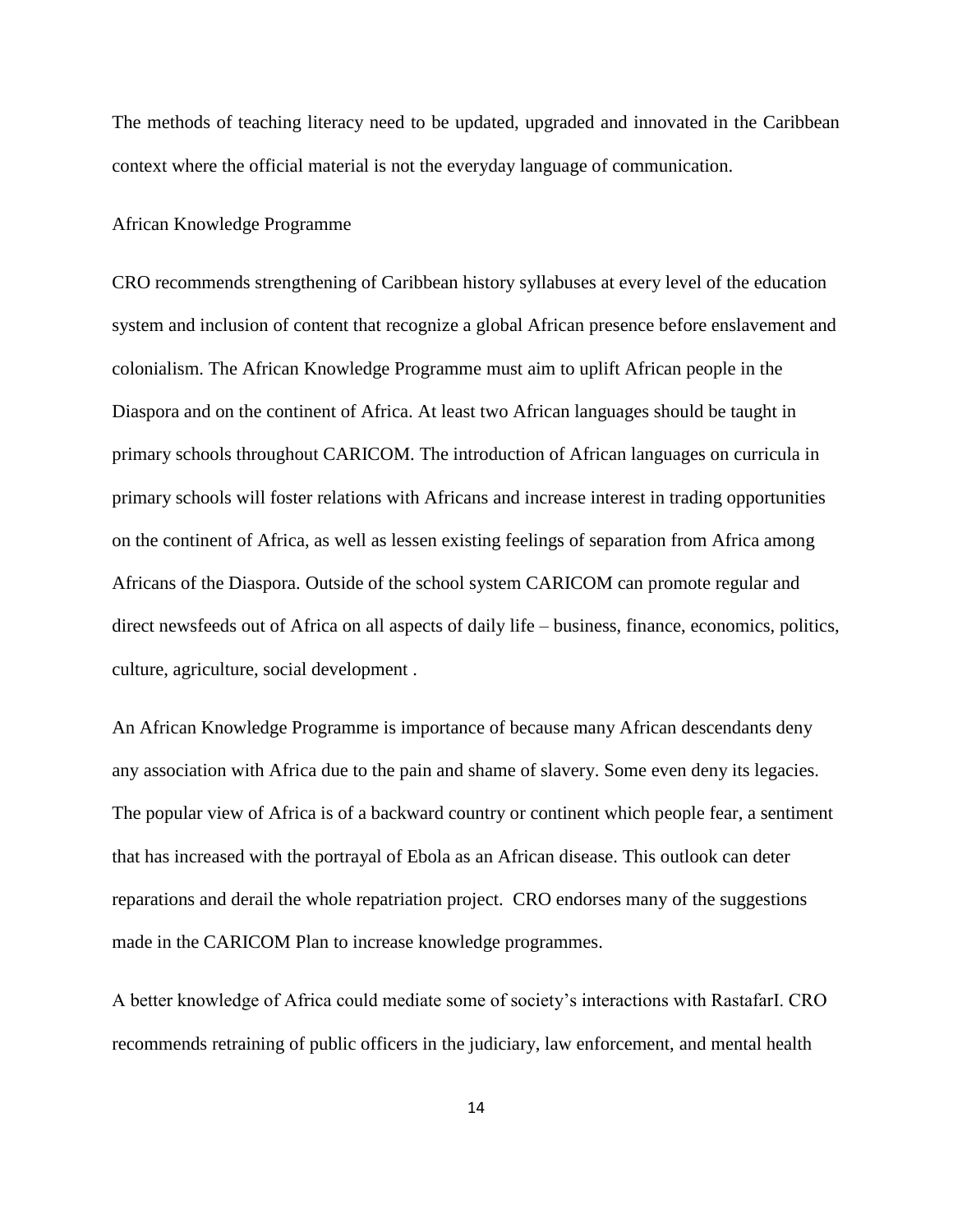The methods of teaching literacy need to be updated, upgraded and innovated in the Caribbean context where the official material is not the everyday language of communication.

## African Knowledge Programme

CRO recommends strengthening of Caribbean history syllabuses at every level of the education system and inclusion of content that recognize a global African presence before enslavement and colonialism. The African Knowledge Programme must aim to uplift African people in the Diaspora and on the continent of Africa. At least two African languages should be taught in primary schools throughout CARICOM. The introduction of African languages on curricula in primary schools will foster relations with Africans and increase interest in trading opportunities on the continent of Africa, as well as lessen existing feelings of separation from Africa among Africans of the Diaspora. Outside of the school system CARICOM can promote regular and direct newsfeeds out of Africa on all aspects of daily life – business, finance, economics, politics, culture, agriculture, social development .

An African Knowledge Programme is importance of because many African descendants deny any association with Africa due to the pain and shame of slavery. Some even deny its legacies. The popular view of Africa is of a backward country or continent which people fear, a sentiment that has increased with the portrayal of Ebola as an African disease. This outlook can deter reparations and derail the whole repatriation project. CRO endorses many of the suggestions made in the CARICOM Plan to increase knowledge programmes.

A better knowledge of Africa could mediate some of society's interactions with RastafarI. CRO recommends retraining of public officers in the judiciary, law enforcement, and mental health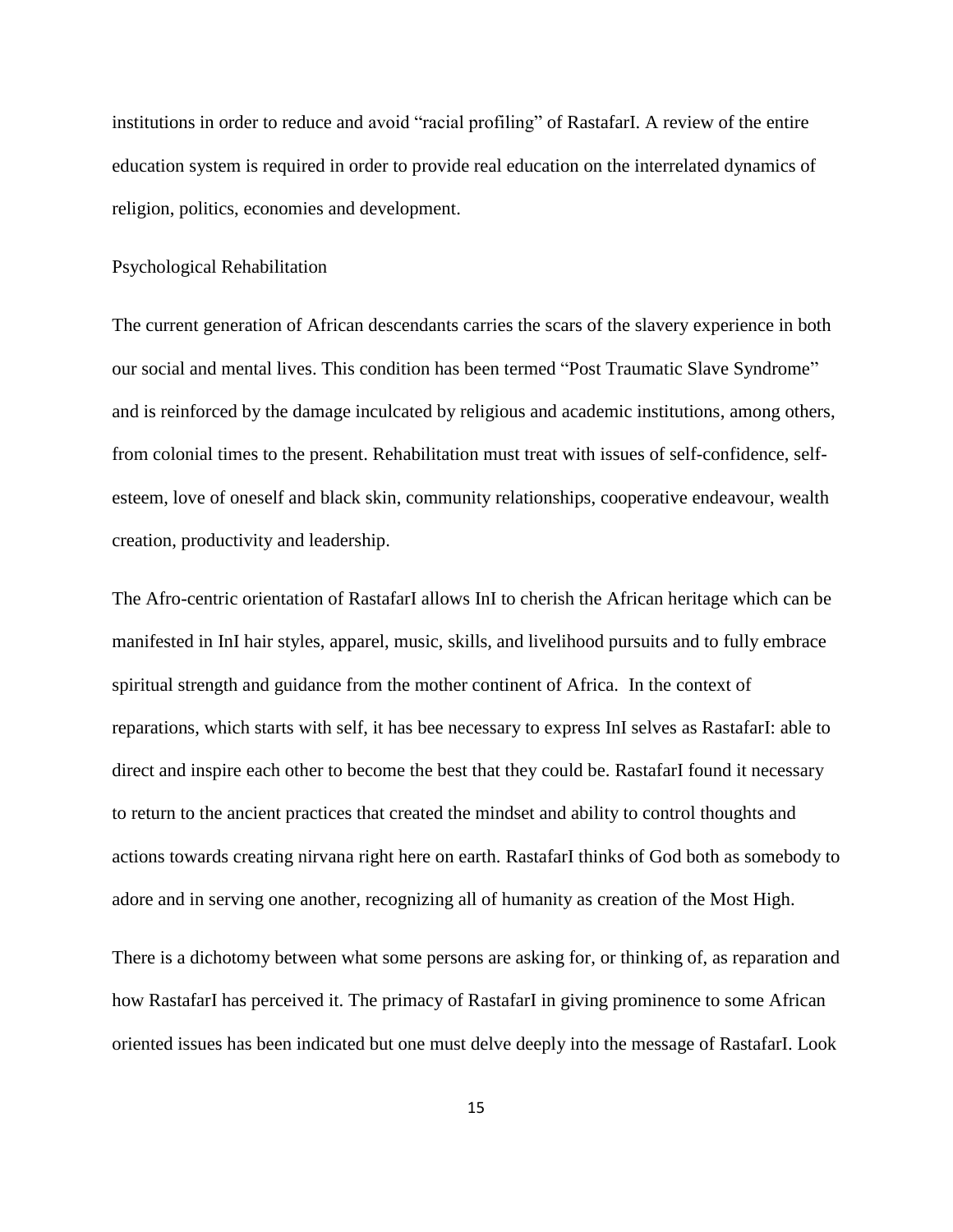institutions in order to reduce and avoid "racial profiling" of RastafarI. A review of the entire education system is required in order to provide real education on the interrelated dynamics of religion, politics, economies and development.

## Psychological Rehabilitation

The current generation of African descendants carries the scars of the slavery experience in both our social and mental lives. This condition has been termed "Post Traumatic Slave Syndrome" and is reinforced by the damage inculcated by religious and academic institutions, among others, from colonial times to the present. Rehabilitation must treat with issues of self-confidence, self-esteem, love of oneself and black skin, community relationships, cooperative endeavour, wealth creation, productivity and leadership.

The Afro-centric orientation of RastafarI allows InI to cherish the African heritage which can be manifested in InI hair styles, apparel, music, skills, and livelihood pursuits and to fully embrace spiritual strength and guidance from the mother continent of Africa. In the context of reparations, which starts with self, it has bee necessary to express InI selves as RastafarI: able to direct and inspire each other to become the best that they could be. RastafarI found it necessary to return to the ancient practices that created the mindset and ability to control thoughts and actions towards creating nirvana right here on earth. RastafarI thinks of God both as somebody to adore and in serving one another, recognizing all of humanity as creation of the Most High.

There is a dichotomy between what some persons are asking for, or thinking of, as reparation and how RastafarI has perceived it. The primacy of RastafarI in giving prominence to some African oriented issues has been indicated but one must delve deeply into the message of RastafarI. Look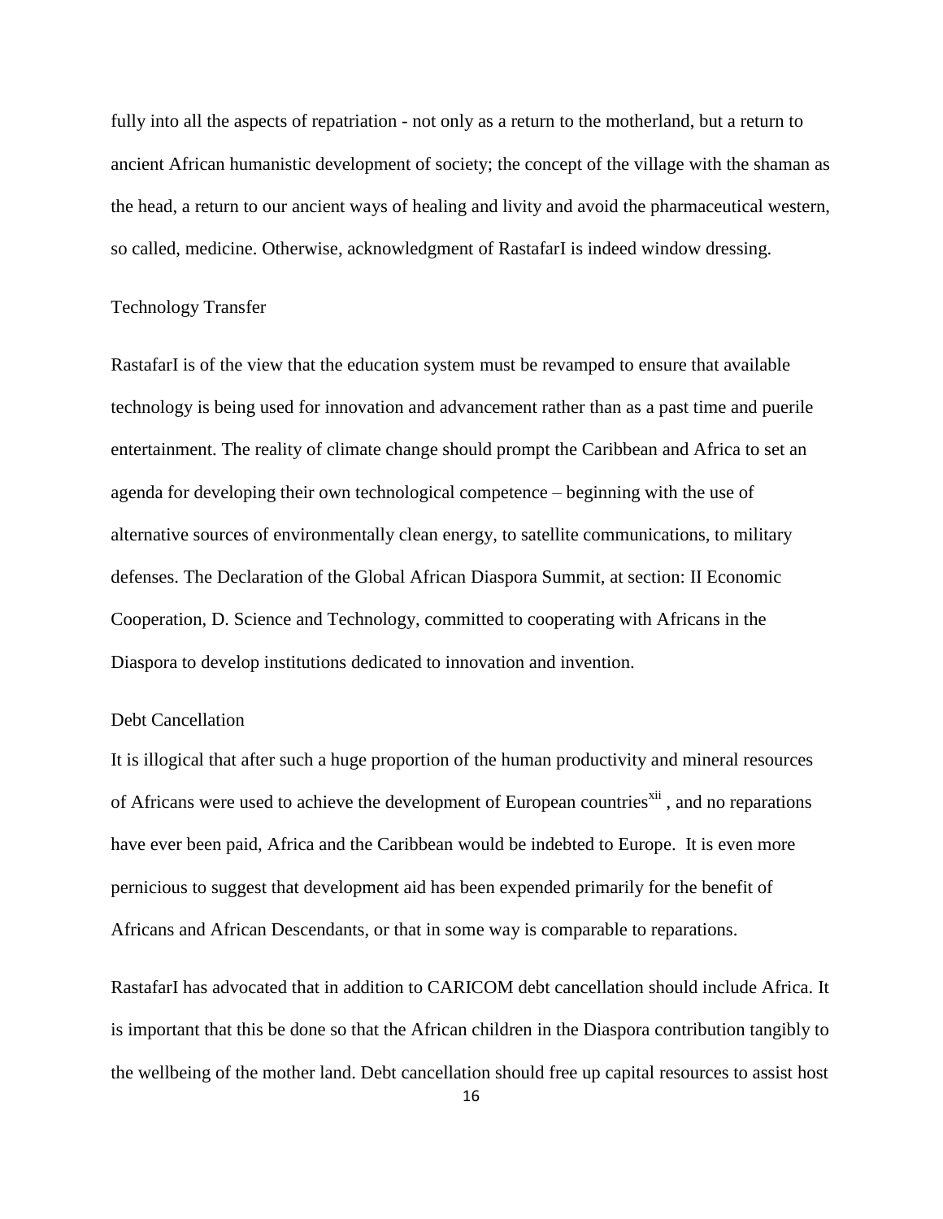fully into all the aspects of repatriation - not only as a return to the motherland, but a return to ancient African humanistic development of society; the concept of the village with the shaman as the head, a return to our ancient ways of healing and livity and avoid the pharmaceutical western, so called, medicine. Otherwise, acknowledgment of RastafarI is indeed window dressing.

## Technology Transfer

RastafarI is of the view that the education system must be revamped to ensure that available technology is being used for innovation and advancement rather than as a past time and puerile entertainment. The reality of climate change should prompt the Caribbean and Africa to set an agenda for developing their own technological competence – beginning with the use of alternative sources of environmentally clean energy, to satellite communications, to military defenses. The Declaration of the Global African Diaspora Summit, at section: II Economic Cooperation, D. Science and Technology, committed to cooperating with Africans in the Diaspora to develop institutions dedicated to innovation and invention.

## Debt Cancellation

It is illogical that after such a huge proportion of the human productivity and mineral resources of Africans were used to achieve the development of European countries[xii] , and no reparations have ever been paid, Africa and the Caribbean would be indebted to Europe. It is even more pernicious to suggest that development aid has been expended primarily for the benefit of Africans and African Descendants, or that in some way is comparable to reparations.

RastafarI has advocated that in addition to CARICOM debt cancellation should include Africa. It is important that this be done so that the African children in the Diaspora contribution tangibly to the wellbeing of the mother land. Debt cancellation should free up capital resources to assist host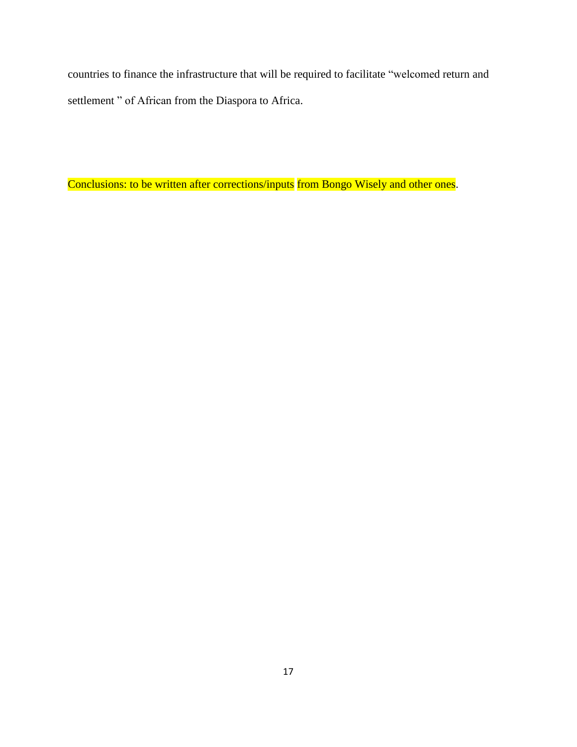countries to finance the infrastructure that will be required to facilitate "welcomed return and settlement " of African from the Diaspora to Africa.

Conclusions: to be written after corrections/inputs from Bongo Wisely and other ones.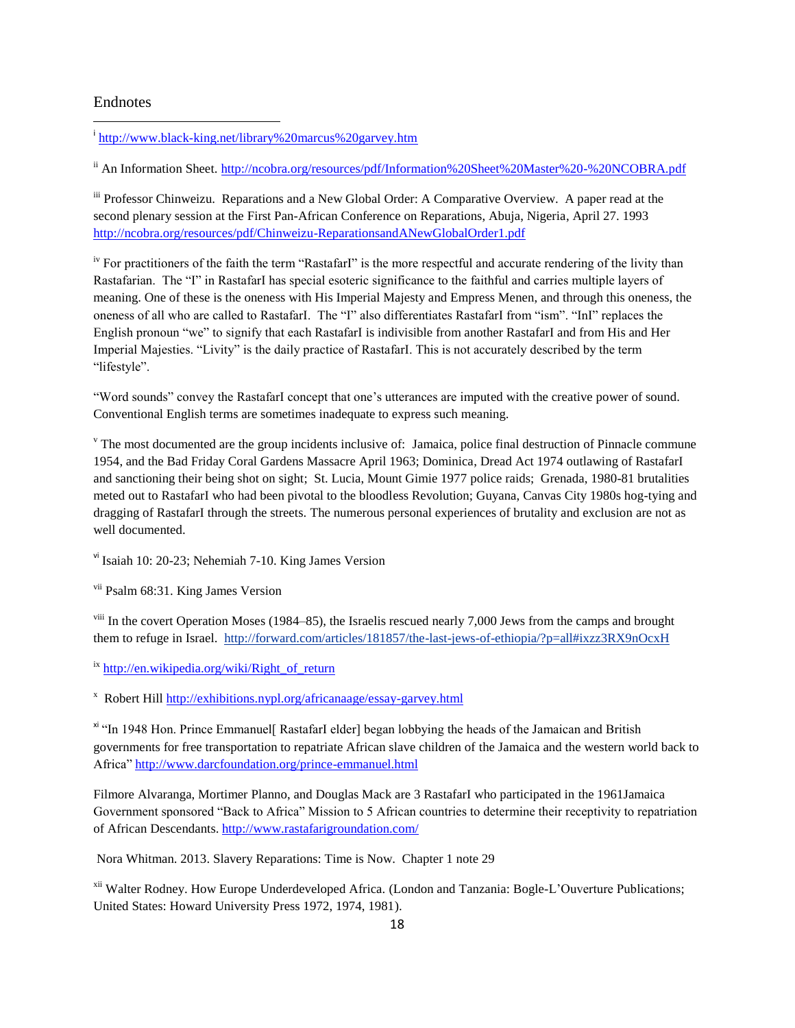## Endnotes

[i] http://www.black-king.net/library%20marcus%20garvey.htm

[ii] An Information Sheet. http://ncobra.org/resources/pdf/Information%20Sheet%20Master%20-%20NCOBRA.pdf

[iii] Professor Chinweizu. Reparations and a New Global Order: A Comparative Overview. A paper read at the second plenary session at the First Pan-African Conference on Reparations, Abuja, Nigeria, April 27. 1993 http://ncobra.org/resources/pdf/Chinweizu-ReparationsandANewGlobalOrder1.pdf

[iv] For practitioners of the faith the term "RastafarI" is the more respectful and accurate rendering of the livity than Rastafarian. The "I" in RastafarI has special esoteric significance to the faithful and carries multiple layers of meaning. One of these is the oneness with His Imperial Majesty and Empress Menen, and through this oneness, the oneness of all who are called to RastafarI. The "I" also differentiates RastafarI from "ism". "InI" replaces the English pronoun "we" to signify that each RastafarI is indivisible from another RastafarI and from His and Her Imperial Majesties. "Livity" is the daily practice of RastafarI. This is not accurately described by the term "lifestyle".

"Word sounds" convey the RastafarI concept that one's utterances are imputed with the creative power of sound. Conventional English terms are sometimes inadequate to express such meaning.

[v] The most documented are the group incidents inclusive of: Jamaica, police final destruction of Pinnacle commune 1954, and the Bad Friday Coral Gardens Massacre April 1963; Dominica, Dread Act 1974 outlawing of RastafarI and sanctioning their being shot on sight; St. Lucia, Mount Gimie 1977 police raids; Grenada, 1980-81 brutalities meted out to RastafarI who had been pivotal to the bloodless Revolution; Guyana, Canvas City 1980s hog-tying and dragging of RastafarI through the streets. The numerous personal experiences of brutality and exclusion are not as well documented.

[vi] Isaiah 10: 20-23; Nehemiah 7-10. King James Version

[vii] Psalm 68:31. King James Version

[viii] In the covert Operation Moses (1984–85), the Israelis rescued nearly 7,000 Jews from the camps and brought them to refuge in Israel. http://forward.com/articles/181857/the-last-jews-of-ethiopia/?p=all#ixzz3RX9nOcxH

[ix] http://en.wikipedia.org/wiki/Right_of_return

[x] Robert Hill http://exhibitions.nypl.org/africanaage/essay-garvey.html

[xi] "In 1948 Hon. Prince Emmanuel[ RastafarI elder] began lobbying the heads of the Jamaican and British governments for free transportation to repatriate African slave children of the Jamaica and the western world back to Africa" http://www.darcfoundation.org/prince-emmanuel.html

Filmore Alvaranga, Mortimer Planno, and Douglas Mack are 3 RastafarI who participated in the 1961Jamaica Government sponsored "Back to Africa" Mission to 5 African countries to determine their receptivity to repatriation of African Descendants. http://www.rastafarigroundation.com/

Nora Whitman. 2013. Slavery Reparations: Time is Now. Chapter 1 note 29

[xii] Walter Rodney. How Europe Underdeveloped Africa. (London and Tanzania: Bogle-L'Ouverture Publications; United States: Howard University Press 1972, 1974, 1981).